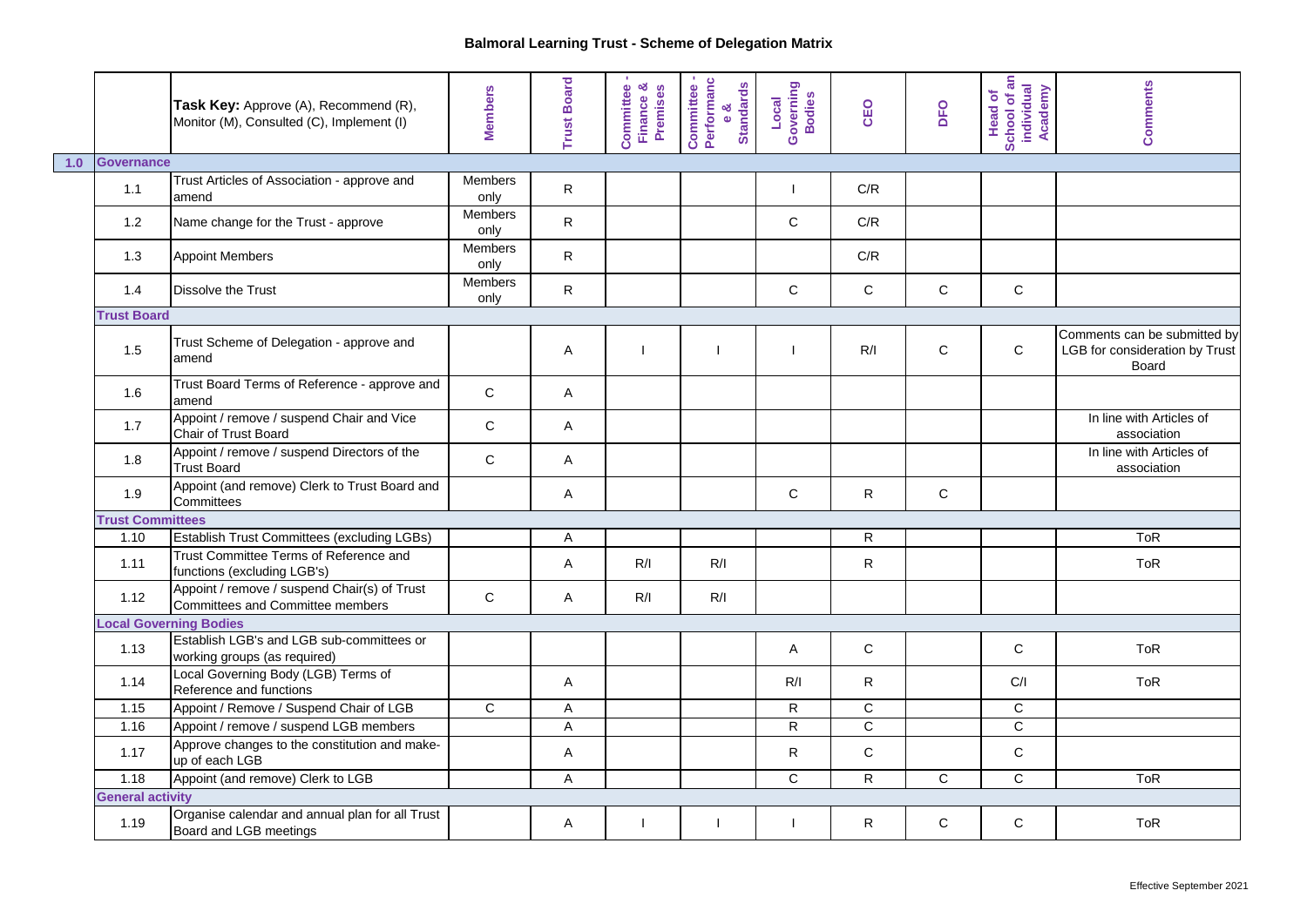# Balmoral Learning Trust - Scheme of Delegation Matrix

| | | Task Key: Approve (A), Recommend (R), Monitor (M), Consulted (C), Implement (I) | Members | Trust Board | Committee - Finance & Premises | Committee - Performance & Standards | Local Governing Bodies | CEO | DFO | Head of School of an individual Academy | Comments |
|---|---|---|---|---|---|---|---|---|---|---|---|
| 1.0 | **Governance** | | | | | | | | | | |
| | 1.1 | Trust Articles of Association - approve and amend | Members only | R | | | I | C/R | | | |
| | 1.2 | Name change for the Trust - approve | Members only | R | | | C | C/R | | | |
| | 1.3 | Appoint Members | Members only | R | | | | C/R | | | |
| | 1.4 | Dissolve the Trust | Members only | R | | | C | C | C | C | |
| | **Trust Board** | | | | | | | | | | |
| | 1.5 | Trust Scheme of Delegation - approve and amend | | A | I | I | I | R/I | C | C | Comments can be submitted by LGB for consideration by Trust Board |
| | 1.6 | Trust Board Terms of Reference - approve and amend | C | A | | | | | | | |
| | 1.7 | Appoint / remove / suspend Chair and Vice Chair of Trust Board | C | A | | | | | | | In line with Articles of association |
| | 1.8 | Appoint / remove / suspend Directors of the Trust Board | C | A | | | | | | | In line with Articles of association |
| | 1.9 | Appoint (and remove) Clerk to Trust Board and Committees | | A | | | C | R | C | | |
| | **Trust Committees** | | | | | | | | | | |
| | 1.10 | Establish Trust Committees (excluding LGBs) | | A | | | | R | | | ToR |
| | 1.11 | Trust Committee Terms of Reference and functions (excluding LGB's) | | A | R/I | R/I | | R | | | ToR |
| | 1.12 | Appoint / remove / suspend Chair(s) of Trust Committees and Committee members | C | A | R/I | R/I | | | | | |
| | **Local Governing Bodies** | | | | | | | | | | |
| | 1.13 | Establish LGB's and LGB sub-committees or working groups (as required) | | | | | A | C | | C | ToR |
| | 1.14 | Local Governing Body (LGB) Terms of Reference and functions | | A | | | R/I | R | | C/I | ToR |
| | 1.15 | Appoint / Remove / Suspend Chair of LGB | C | A | | | R | C | | C | |
| | 1.16 | Appoint / remove / suspend LGB members | | A | | | R | C | | C | |
| | 1.17 | Approve changes to the constitution and make-up of each LGB | | A | | | R | C | | C | |
| | 1.18 | Appoint (and remove) Clerk to LGB | | A | | | C | R | C | C | ToR |
| | **General activity** | | | | | | | | | | |
| | 1.19 | Organise calendar and annual plan for all Trust Board and LGB meetings | | A | I | I | I | R | C | C | ToR |

Effective September 2021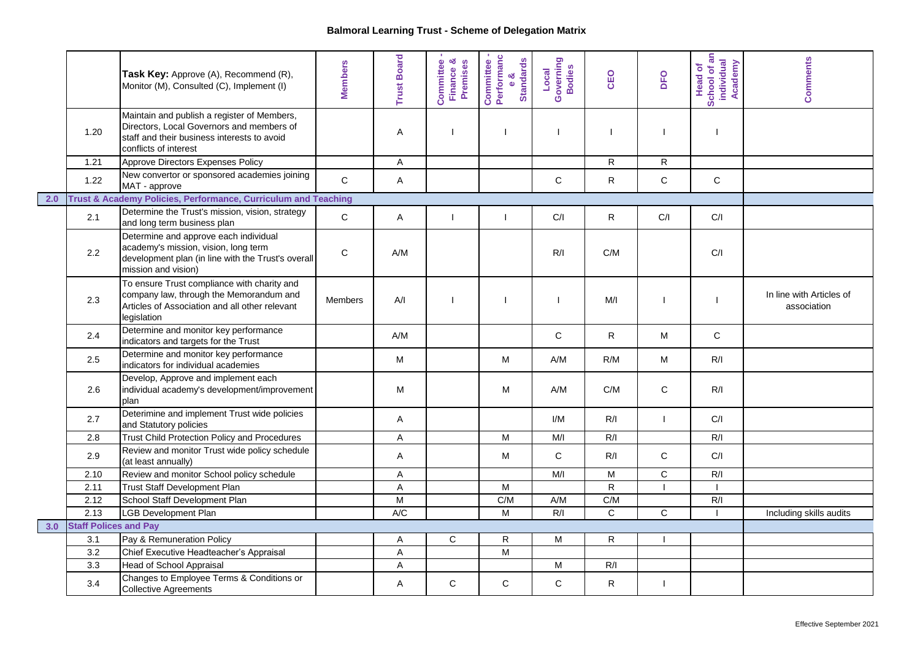# Balmoral Learning Trust - Scheme of Delegation Matrix

| | | Task Key: Approve (A), Recommend (R), Monitor (M), Consulted (C), Implement (I) | Members | Trust Board | Committee - Finance & Premises | Committee - Performance & Standards | Local Governing Bodies | CEO | DFO | Head of School of an individual Academy | Comments |
|---|---|---|---|---|---|---|---|---|---|---|---|
| | 1.20 | Maintain and publish a register of Members, Directors, Local Governors and members of staff and their business interests to avoid conflicts of interest | | A | I | I | I | I | I | I | |
| | 1.21 | Approve Directors Expenses Policy | | A | | | | R | R | | |
| | 1.22 | New convertor or sponsored academies joining MAT - approve | C | A | | | C | R | C | C | |
| 2.0 | **Trust & Academy Policies, Performance, Curriculum and Teaching** | | | | | | | | | | |
| | 2.1 | Determine the Trust's mission, vision, strategy and long term business plan | C | A | I | I | C/I | R | C/I | C/I | |
| | 2.2 | Determine and approve each individual academy's mission, vision, long term development plan (in line with the Trust's overall mission and vision) | C | A/M | | | R/I | C/M | | C/I | |
| | 2.3 | To ensure Trust compliance with charity and company law, through the Memorandum and Articles of Association and all other relevant legislation | Members | A/I | I | I | I | M/I | I | I | In line with Articles of association |
| | 2.4 | Determine and monitor key performance indicators and targets for the Trust | | A/M | | | C | R | M | C | |
| | 2.5 | Determine and monitor key performance indicators for individual academies | | M | | M | A/M | R/M | M | R/I | |
| | 2.6 | Develop, Approve and implement each individual academy's development/improvement plan | | M | | M | A/M | C/M | C | R/I | |
| | 2.7 | Deterimine and implement Trust wide policies and Statutory policies | | A | | | I/M | R/I | I | C/I | |
| | 2.8 | Trust Child Protection Policy and Procedures | | A | | M | M/I | R/I | | R/I | |
| | 2.9 | Review and monitor Trust wide policy schedule (at least annually) | | A | | M | C | R/I | C | C/I | |
| | 2.10 | Review and monitor School policy schedule | | A | | | M/I | M | C | R/I | |
| | 2.11 | Trust Staff Development Plan | | A | | M | | R | I | I | |
| | 2.12 | School Staff Development Plan | | M | | C/M | A/M | C/M | | R/I | |
| | 2.13 | LGB Development Plan | | A/C | | M | R/I | C | C | I | Including skills audits |
| 3.0 | **Staff Polices and Pay** | | | | | | | | | | |
| | 3.1 | Pay & Remuneration Policy | | A | C | R | M | R | I | | |
| | 3.2 | Chief Executive Headteacher's Appraisal | | A | | M | | | | | |
| | 3.3 | Head of School Appraisal | | A | | | M | R/I | | | |
| | 3.4 | Changes to Employee Terms & Conditions or Collective Agreements | | A | C | C | C | R | I | | |

Effective September 2021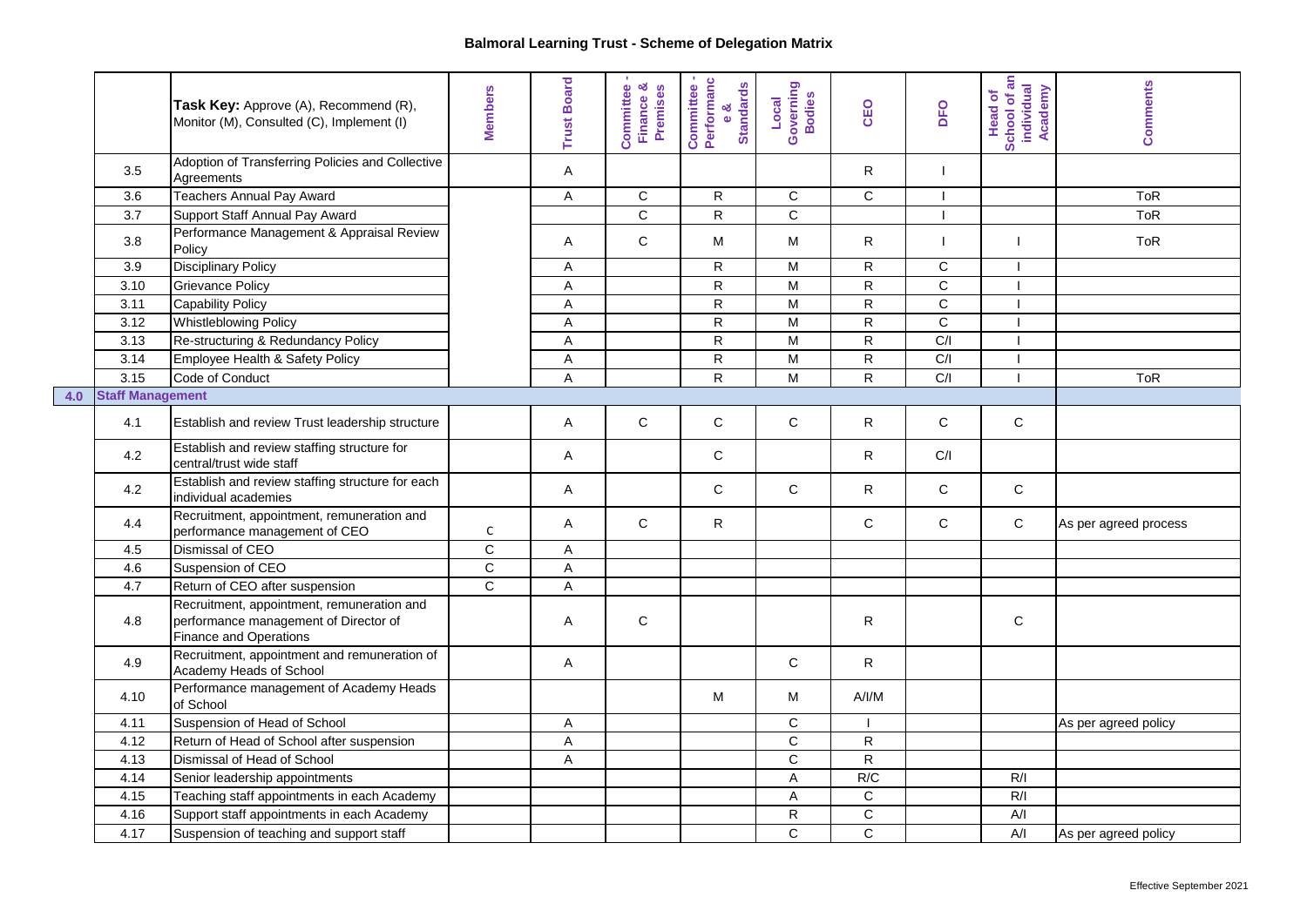# Balmoral Learning Trust - Scheme of Delegation Matrix

| | **Task Key:** Approve (A), Recommend (R), Monitor (M), Consulted (C), Implement (I) | Members | Trust Board | Committee - Finance & Premises | Committee - Performance & Standards | Local Governing Bodies | CEO | DFO | Head of School of an individual Academy | Comments |
|---|---|---|---|---|---|---|---|---|---|---|
| 3.5 | Adoption of Transferring Policies and Collective Agreements | | A | | | | R | I | | |
| 3.6 | Teachers Annual Pay Award | | A | C | R | C | C | I | | ToR |
| 3.7 | Support Staff Annual Pay Award | | | C | R | C | | I | | ToR |
| 3.8 | Performance Management & Appraisal Review Policy | | A | C | M | M | R | I | I | ToR |
| 3.9 | Disciplinary Policy | | A | | R | M | R | C | I | |
| 3.10 | Grievance Policy | | A | | R | M | R | C | I | |
| 3.11 | Capability Policy | | A | | R | M | R | C | I | |
| 3.12 | Whistleblowing Policy | | A | | R | M | R | C | I | |
| 3.13 | Re-structuring & Redundancy Policy | | A | | R | M | R | C/I | I | |
| 3.14 | Employee Health & Safety Policy | | A | | R | M | R | C/I | I | |
| 3.15 | Code of Conduct | | A | | R | M | R | C/I | I | ToR |
| **4.0** | **Staff Management** | | | | | | | | | |
| 4.1 | Establish and review Trust leadership structure | | A | C | C | C | R | C | C | |
| 4.2 | Establish and review staffing structure for central/trust wide staff | | A | | C | | R | C/I | | |
| 4.2 | Establish and review staffing structure for each individual academies | | A | | C | C | R | C | C | |
| 4.4 | Recruitment, appointment, remuneration and performance management of CEO | C | A | C | R | | C | C | C | As per agreed process |
| 4.5 | Dismissal of CEO | C | A | | | | | | | |
| 4.6 | Suspension of CEO | C | A | | | | | | | |
| 4.7 | Return of CEO after suspension | C | A | | | | | | | |
| 4.8 | Recruitment, appointment, remuneration and performance management of Director of Finance and Operations | | A | C | | | R | | C | |
| 4.9 | Recruitment, appointment and remuneration of Academy Heads of School | | A | | | C | R | | | |
| 4.10 | Performance management of Academy Heads of School | | | | M | M | A/I/M | | | |
| 4.11 | Suspension of Head of School | | A | | | C | I | | | As per agreed policy |
| 4.12 | Return of Head of School after suspension | | A | | | C | R | | | |
| 4.13 | Dismissal of Head of School | | A | | | C | R | | | |
| 4.14 | Senior leadership appointments | | | | | A | R/C | | R/I | |
| 4.15 | Teaching staff appointments in each Academy | | | | | A | C | | R/I | |
| 4.16 | Support staff appointments in each Academy | | | | | R | C | | A/I | |
| 4.17 | Suspension of teaching and support staff | | | | | C | C | | A/I | As per agreed policy |

Effective September 2021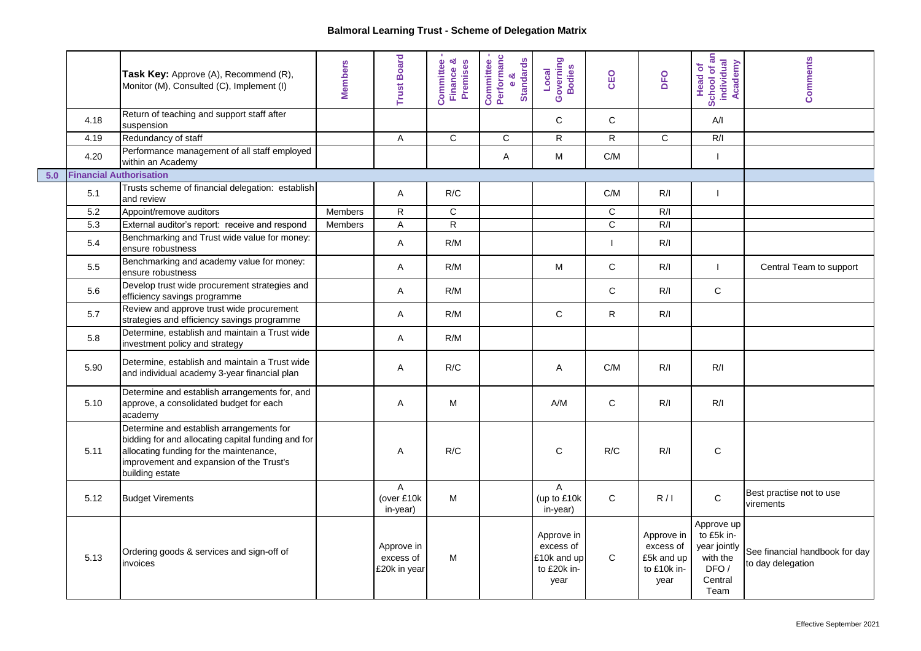## Balmoral Learning Trust - Scheme of Delegation Matrix

| | **Task Key:** Approve (A), Recommend (R), Monitor (M), Consulted (C), Implement (I) | **Members** | **Trust Board** | **Committee - Finance & Premises** | **Committee - Performance & Standards** | **Local Governing Bodies** | **CEO** | **DFO** | **Head of School of an individual Academy** | **Comments** |
|---|---|---|---|---|---|---|---|---|---|---|
| 4.18 | Return of teaching and support staff after suspension | | | | | C | C | | A/I | |
| 4.19 | Redundancy of staff | | A | C | C | R | R | C | R/I | |
| 4.20 | Performance management of all staff employed within an Academy | | | | A | M | C/M | | I | |
| **5.0** | **Financial Authorisation** | | | | | | | | | |
| 5.1 | Trusts scheme of financial delegation: establish and review | | A | R/C | | | C/M | R/I | I | |
| 5.2 | Appoint/remove auditors | Members | R | C | | | C | R/I | | |
| 5.3 | External auditor's report: receive and respond | Members | A | R | | | C | R/I | | |
| 5.4 | Benchmarking and Trust wide value for money: ensure robustness | | A | R/M | | | I | R/I | | |
| 5.5 | Benchmarking and academy value for money: ensure robustness | | A | R/M | | M | C | R/I | I | Central Team to support |
| 5.6 | Develop trust wide procurement strategies and efficiency savings programme | | A | R/M | | | C | R/I | C | |
| 5.7 | Review and approve trust wide procurement strategies and efficiency savings programme | | A | R/M | | C | R | R/I | | |
| 5.8 | Determine, establish and maintain a Trust wide investment policy and strategy | | A | R/M | | | | | | |
| 5.90 | Determine, establish and maintain a Trust wide and individual academy 3-year financial plan | | A | R/C | | A | C/M | R/I | R/I | |
| 5.10 | Determine and establish arrangements for, and approve, a consolidated budget for each academy | | A | M | | A/M | C | R/I | R/I | |
| 5.11 | Determine and establish arrangements for bidding for and allocating capital funding and for allocating funding for the maintenance, improvement and expansion of the Trust's building estate | | A | R/C | | C | R/C | R/I | C | |
| 5.12 | Budget Virements | | A (over £10k in-year) | M | | A (up to £10k in-year) | C | R / I | C | Best practise not to use virements |
| 5.13 | Ordering goods & services and sign-off of invoices | | Approve in excess of £20k in year | M | | Approve in excess of £10k and up to £20k in-year | C | Approve in excess of £5k and up to £10k in-year | Approve up to £5k in-year jointly with the DFO / Central Team | See financial handbook for day to day delegation |

Effective September 2021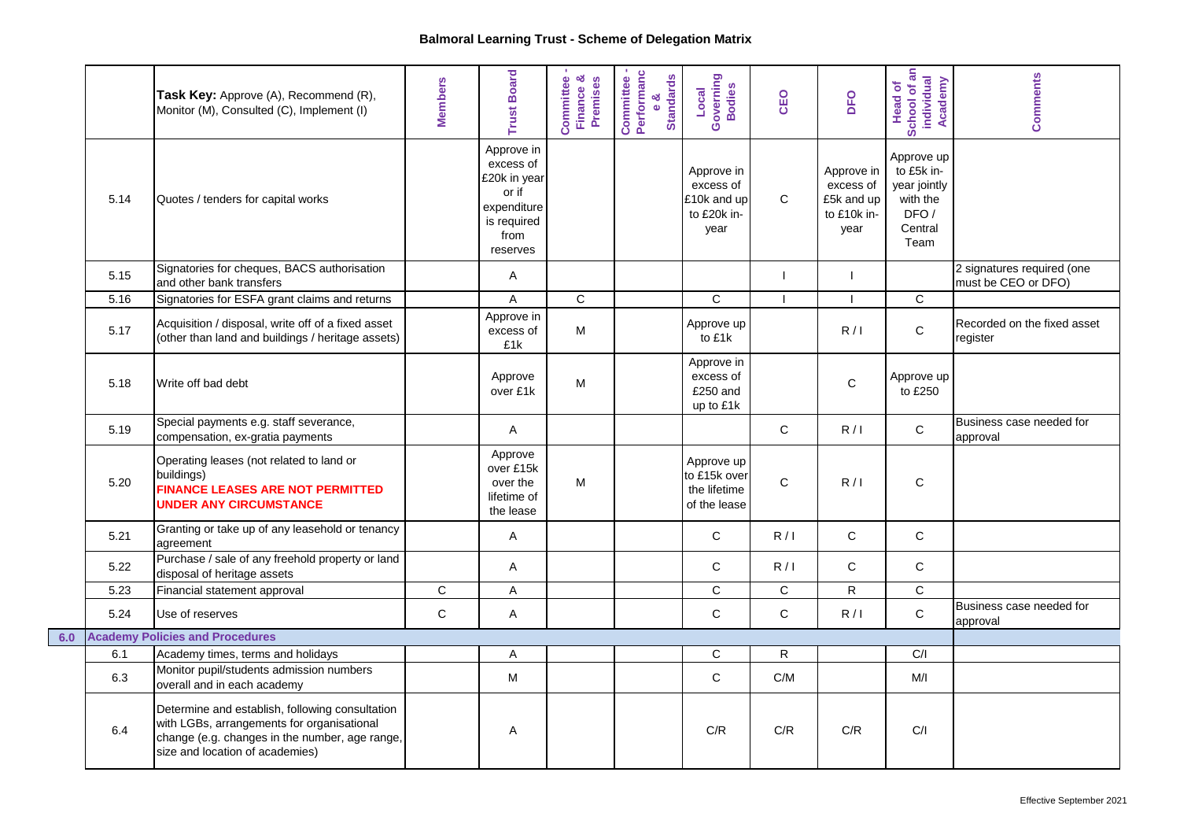# Balmoral Learning Trust - Scheme of Delegation Matrix

| | **Task Key:** Approve (A), Recommend (R), Monitor (M), Consulted (C), Implement (I) | Members | Trust Board | Committee - Finance & Premises | Committee - Performance & Standards | Local Governing Bodies | CEO | DFO | Head of School of an individual Academy | Comments |
|---|---|---|---|---|---|---|---|---|---|---|
| 5.14 | Quotes / tenders for capital works | | Approve in excess of £20k in year or if expenditure is required from reserves | | | Approve in excess of £10k and up to £20k in-year | C | Approve in excess of £5k and up to £10k in-year | Approve up to £5k in-year jointly with the DFO / Central Team | |
| 5.15 | Signatories for cheques, BACS authorisation and other bank transfers | | A | | | | I | I | | 2 signatures required (one must be CEO or DFO) |
| 5.16 | Signatories for ESFA grant claims and returns | | A | C | | C | I | I | C | |
| 5.17 | Acquisition / disposal, write off of a fixed asset (other than land and buildings / heritage assets) | | Approve in excess of £1k | M | | Approve up to £1k | | R / I | C | Recorded on the fixed asset register |
| 5.18 | Write off bad debt | | Approve over £1k | M | | Approve in excess of £250 and up to £1k | | C | Approve up to £250 | |
| 5.19 | Special payments e.g. staff severance, compensation, ex-gratia payments | | A | | | | C | R / I | C | Business case needed for approval |
| 5.20 | Operating leases (not related to land or buildings) **FINANCE LEASES ARE NOT PERMITTED UNDER ANY CIRCUMSTANCE** | | Approve over £15k over the lifetime of the lease | M | | Approve up to £15k over the lifetime of the lease | C | R / I | C | |
| 5.21 | Granting or take up of any leasehold or tenancy agreement | | A | | | C | R / I | C | C | |
| 5.22 | Purchase / sale of any freehold property or land disposal of heritage assets | | A | | | C | R / I | C | C | |
| 5.23 | Financial statement approval | C | A | | | C | C | R | C | |
| 5.24 | Use of reserves | C | A | | | C | C | R / I | C | Business case needed for approval |
| **6.0** | **Academy Policies and Procedures** | | | | | | | | | |
| 6.1 | Academy times, terms and holidays | | A | | | C | R | | C/I | |
| 6.3 | Monitor pupil/students admission numbers overall and in each academy | | M | | | C | C/M | | M/I | |
| 6.4 | Determine and establish, following consultation with LGBs, arrangements for organisational change (e.g. changes in the number, age range, size and location of academies) | | A | | | C/R | C/R | C/R | C/I | |

Effective September 2021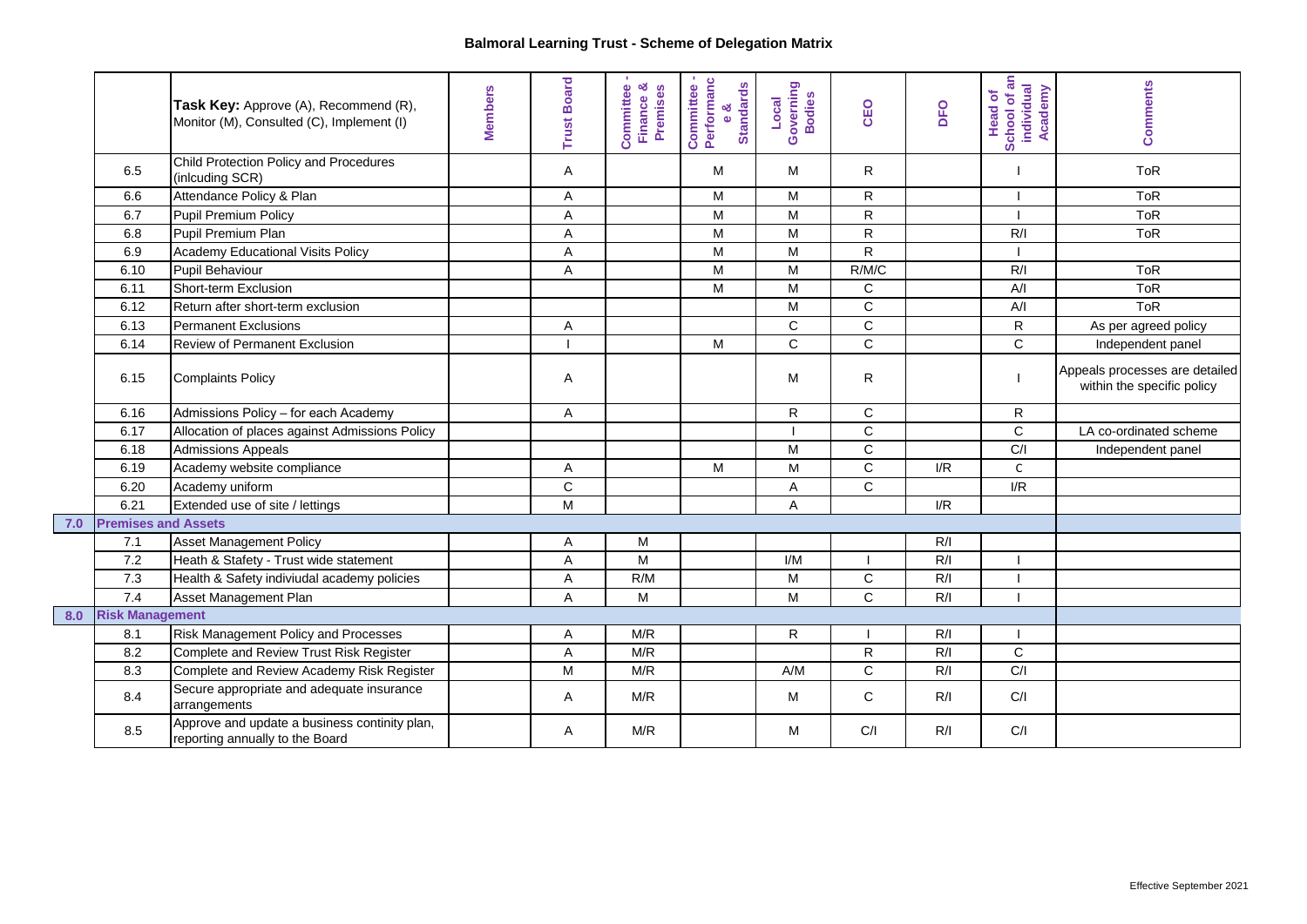# Balmoral Learning Trust - Scheme of Delegation Matrix

| | | **Task Key:** Approve (A), Recommend (R), Monitor (M), Consulted (C), Implement (I) | Members | Trust Board | Committee - Finance & Premises | Committee - Performance & Standards | Local Governing Bodies | CEO | DFO | Head of School of an individual Academy | Comments |
|---|---|---|---|---|---|---|---|---|---|---|---|
| | 6.5 | Child Protection Policy and Procedures (inlcuding SCR) | | A | | M | M | R | | I | ToR |
| | 6.6 | Attendance Policy & Plan | | A | | M | M | R | | I | ToR |
| | 6.7 | Pupil Premium Policy | | A | | M | M | R | | I | ToR |
| | 6.8 | Pupil Premium Plan | | A | | M | M | R | | R/I | ToR |
| | 6.9 | Academy Educational Visits Policy | | A | | M | M | R | | I | |
| | 6.10 | Pupil Behaviour | | A | | M | M | R/M/C | | R/I | ToR |
| | 6.11 | Short-term Exclusion | | | | M | M | C | | A/I | ToR |
| | 6.12 | Return after short-term exclusion | | | | | M | C | | A/I | ToR |
| | 6.13 | Permanent Exclusions | | A | | | C | C | | R | As per agreed policy |
| | 6.14 | Review of Permanent Exclusion | | I | | M | C | C | | C | Independent panel |
| | 6.15 | Complaints Policy | | A | | | M | R | | I | Appeals processes are detailed within the specific policy |
| | 6.16 | Admissions Policy – for each Academy | | A | | | R | C | | R | |
| | 6.17 | Allocation of places against Admissions Policy | | | | | I | C | | C | LA co-ordinated scheme |
| | 6.18 | Admissions Appeals | | | | | M | C | | C/I | Independent panel |
| | 6.19 | Academy website compliance | | A | | M | M | C | I/R | C | |
| | 6.20 | Academy uniform | | C | | | A | C | | I/R | |
| | 6.21 | Extended use of site / lettings | | M | | | A | | I/R | | |
| **7.0** | **Premises and Assets** | | | | | | | | | | |
| | 7.1 | Asset Management Policy | | A | M | | | | R/I | | |
| | 7.2 | Heath & Stafety - Trust wide statement | | A | M | | I/M | I | R/I | I | |
| | 7.3 | Health & Safety indiviudal academy policies | | A | R/M | | M | C | R/I | I | |
| | 7.4 | Asset Management Plan | | A | M | | M | C | R/I | I | |
| **8.0** | **Risk Management** | | | | | | | | | | |
| | 8.1 | Risk Management Policy and Processes | | A | M/R | | R | I | R/I | I | |
| | 8.2 | Complete and Review Trust Risk Register | | A | M/R | | | R | R/I | C | |
| | 8.3 | Complete and Review Academy Risk Register | | M | M/R | | A/M | C | R/I | C/I | |
| | 8.4 | Secure appropriate and adequate insurance arrangements | | A | M/R | | M | C | R/I | C/I | |
| | 8.5 | Approve and update a business contintiy plan, reporting annually to the Board | | A | M/R | | M | C/I | R/I | C/I | |

Effective September 2021